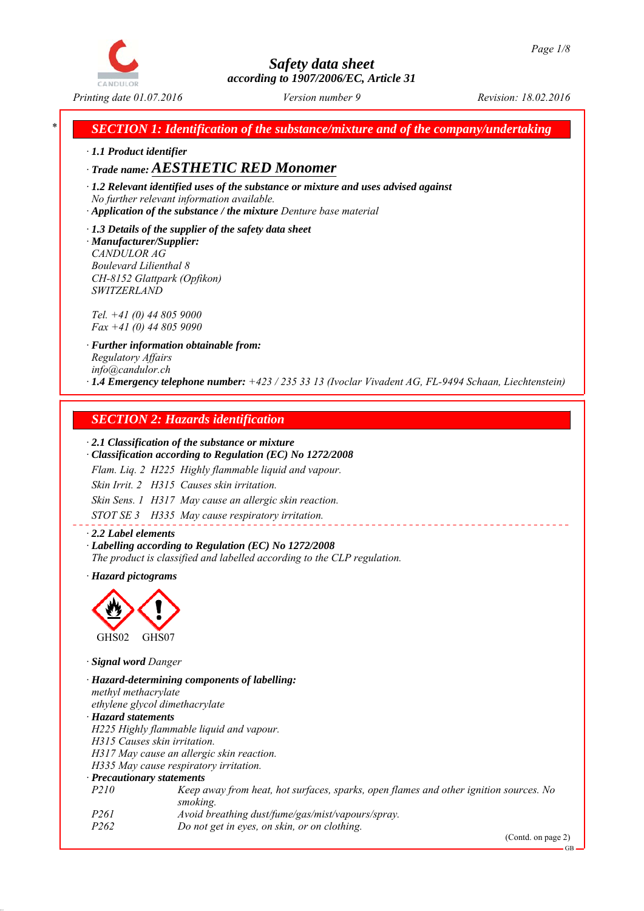# Safety data sheet
*according to 1907/2006/EC, Article 31*

Printing date 01.07.2016 | Version number 9 | Revision: 18.02.2016

## SECTION 1: Identification of the substance/mixture and of the company/undertaking

· **1.1 Product identifier**

· **Trade name: AESTHETIC RED Monomer**

· **1.2 Relevant identified uses of the substance or mixture and uses advised against**
No further relevant information available.

· **Application of the substance / the mixture** Denture base material

· **1.3 Details of the supplier of the safety data sheet**

· **Manufacturer/Supplier:**
CANDULOR AG
Boulevard Lilienthal 8
CH-8152 Glattpark (Opfikon)
SWITZERLAND

Tel. +41 (0) 44 805 9000
Fax +41 (0) 44 805 9090

· **Further information obtainable from:**
Regulatory Affairs
info@candulor.ch

· **1.4 Emergency telephone number:** +423 / 235 33 13 (Ivoclar Vivadent AG, FL-9494 Schaan, Liechtenstein)

## SECTION 2: Hazards identification

· **2.1 Classification of the substance or mixture**

· **Classification according to Regulation (EC) No 1272/2008**

Flam. Liq. 2 H225 Highly flammable liquid and vapour.

Skin Irrit. 2 H315 Causes skin irritation.

Skin Sens. 1 H317 May cause an allergic skin reaction.

STOT SE 3 H335 May cause respiratory irritation.

· **2.2 Label elements**

· **Labelling according to Regulation (EC) No 1272/2008**
The product is classified and labelled according to the CLP regulation.

· **Hazard pictograms**

GHS02 GHS07

· **Signal word** Danger

· **Hazard-determining components of labelling:**
methyl methacrylate
ethylene glycol dimethacrylate

· **Hazard statements**
H225 Highly flammable liquid and vapour.
H315 Causes skin irritation.
H317 May cause an allergic skin reaction.
H335 May cause respiratory irritation.

· **Precautionary statements**

| | |
|---|---|
| P210 | Keep away from heat, hot surfaces, sparks, open flames and other ignition sources. No smoking. |
| P261 | Avoid breathing dust/fume/gas/mist/vapours/spray. |
| P262 | Do not get in eyes, on skin, or on clothing. |

(Contd. on page 2)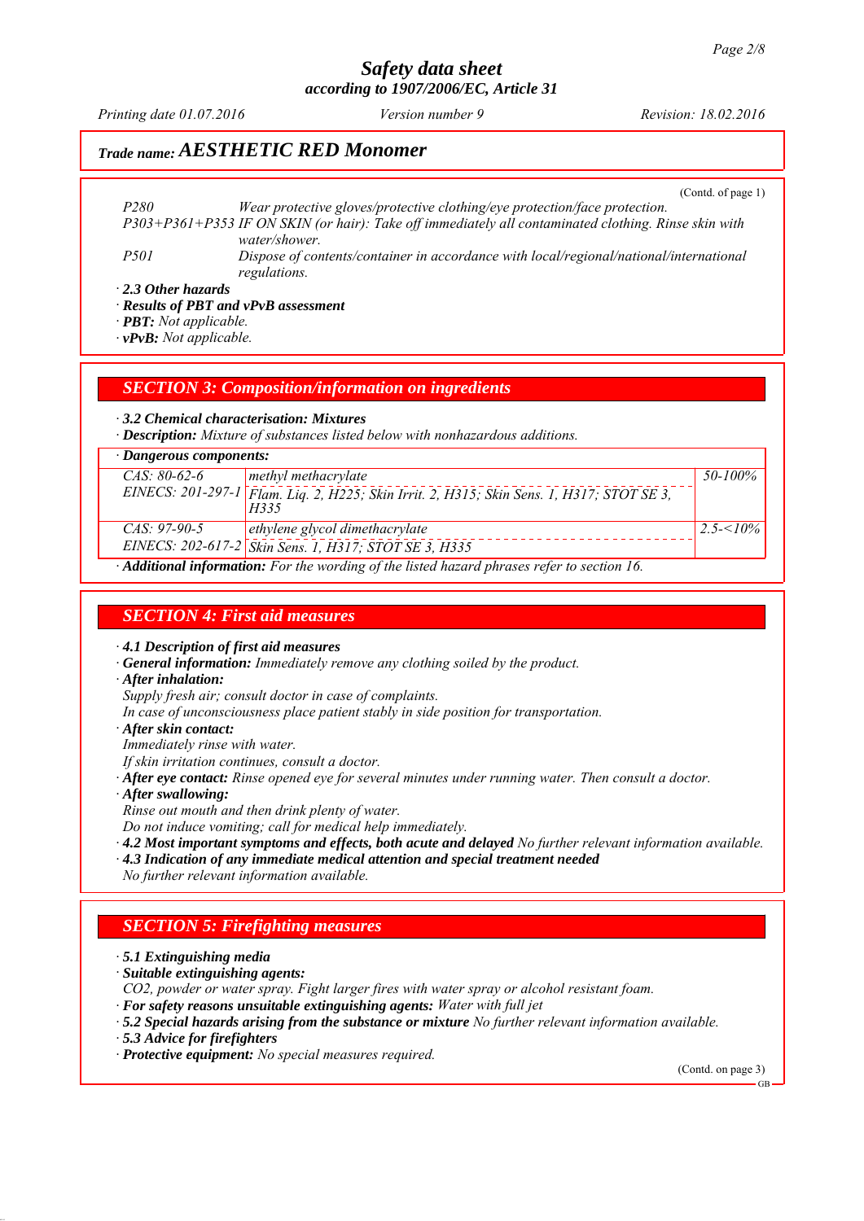# Safety data sheet
## according to 1907/2006/EC, Article 31

*Printing date 01.07.2016* *Version number 9* *Revision: 18.02.2016*

## Trade name: AESTHETIC RED Monomer

(Contd. of page 1)

| | |
|---|---|
| P280 | Wear protective gloves/protective clothing/eye protection/face protection. |
| P303+P361+P353 | IF ON SKIN (or hair): Take off immediately all contaminated clothing. Rinse skin with water/shower. |
| P501 | Dispose of contents/container in accordance with local/regional/national/international regulations. |

· **2.3 Other hazards**

· **Results of PBT and vPvB assessment**

· **PBT:** Not applicable.

· **vPvB:** Not applicable.

## SECTION 3: Composition/information on ingredients

· **3.2 Chemical characterisation: Mixtures**

· **Description:** Mixture of substances listed below with nonhazardous additions.

· **Dangerous components:**

| | | |
|---|---|---|
| CAS: 80-62-6<br>EINECS: 201-297-1 | methyl methacrylate<br>Flam. Liq. 2, H225; Skin Irrit. 2, H315; Skin Sens. 1, H317; STOT SE 3, H335 | 50-100% |
| CAS: 97-90-5<br>EINECS: 202-617-2 | ethylene glycol dimethacrylate<br>Skin Sens. 1, H317; STOT SE 3, H335 | 2.5-<10% |

· **Additional information:** For the wording of the listed hazard phrases refer to section 16.

## SECTION 4: First aid measures

· **4.1 Description of first aid measures**

· **General information:** Immediately remove any clothing soiled by the product.

· **After inhalation:**
Supply fresh air; consult doctor in case of complaints.
In case of unconsciousness place patient stably in side position for transportation.

· **After skin contact:**
Immediately rinse with water.
If skin irritation continues, consult a doctor.

· **After eye contact:** Rinse opened eye for several minutes under running water. Then consult a doctor.

· **After swallowing:**
Rinse out mouth and then drink plenty of water.
Do not induce vomiting; call for medical help immediately.

· **4.2 Most important symptoms and effects, both acute and delayed** No further relevant information available.

· **4.3 Indication of any immediate medical attention and special treatment needed**
No further relevant information available.

## SECTION 5: Firefighting measures

· **5.1 Extinguishing media**

· **Suitable extinguishing agents:**
$CO_2$, powder or water spray. Fight larger fires with water spray or alcohol resistant foam.

· **For safety reasons unsuitable extinguishing agents:** Water with full jet

· **5.2 Special hazards arising from the substance or mixture** No further relevant information available.

· **5.3 Advice for firefighters**

· **Protective equipment:** No special measures required.

(Contd. on page 3)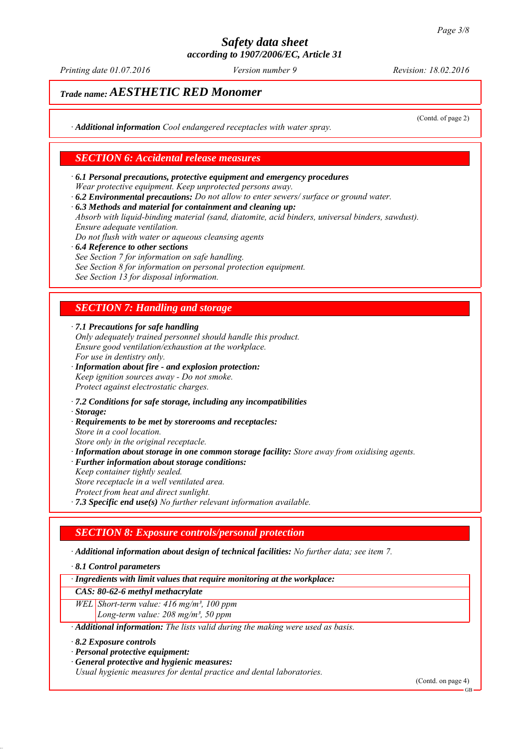**Trade name: AESTHETIC RED Monomer**

(Contd. of page 2)

· **Additional information** Cool endangered receptacles with water spray.

## SECTION 6: Accidental release measures

· **6.1 Personal precautions, protective equipment and emergency procedures**
Wear protective equipment. Keep unprotected persons away.
· **6.2 Environmental precautions:** Do not allow to enter sewers/ surface or ground water.
· **6.3 Methods and material for containment and cleaning up:**
Absorb with liquid-binding material (sand, diatomite, acid binders, universal binders, sawdust).
Ensure adequate ventilation.
Do not flush with water or aqueous cleansing agents
· **6.4 Reference to other sections**
See Section 7 for information on safe handling.
See Section 8 for information on personal protection equipment.
See Section 13 for disposal information.

## SECTION 7: Handling and storage

· **7.1 Precautions for safe handling**
Only adequately trained personnel should handle this product.
Ensure good ventilation/exhaustion at the workplace.
For use in dentistry only.
· **Information about fire - and explosion protection:**
Keep ignition sources away - Do not smoke.
Protect against electrostatic charges.

· **7.2 Conditions for safe storage, including any incompatibilities**
· **Storage:**
· **Requirements to be met by storerooms and receptacles:**
Store in a cool location.
Store only in the original receptacle.
· **Information about storage in one common storage facility:** Store away from oxidising agents.
· **Further information about storage conditions:**
Keep container tightly sealed.
Store receptacle in a well ventilated area.
Protect from heat and direct sunlight.
· **7.3 Specific end use(s)** No further relevant information available.

## SECTION 8: Exposure controls/personal protection

· **Additional information about design of technical facilities:** No further data; see item 7.

· **8.1 Control parameters**

| · Ingredients with limit values that require monitoring at the workplace: | |
|---|---|
| **CAS: 80-62-6 methyl methacrylate** | |
| WEL | Short-term value: 416 mg/m³, 100 ppm<br>Long-term value: 208 mg/m³, 50 ppm |

· **Additional information:** The lists valid during the making were used as basis.

· **8.2 Exposure controls**
· **Personal protective equipment:**
· **General protective and hygienic measures:**
Usual hygienic measures for dental practice and dental laboratories.

(Contd. on page 4)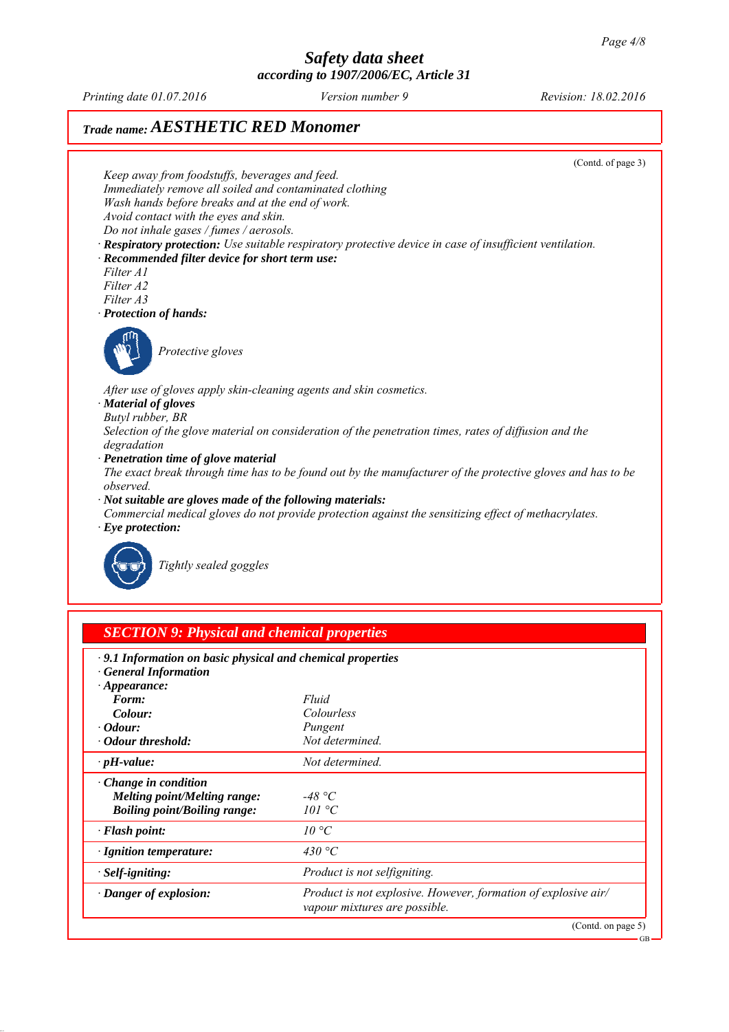Trade name: ***AESTHETIC RED Monomer***

(Contd. of page 3)

*Keep away from foodstuffs, beverages and feed.*
*Immediately remove all soiled and contaminated clothing*
*Wash hands before breaks and at the end of work.*
*Avoid contact with the eyes and skin.*
*Do not inhale gases / fumes / aerosols.*

· ***Respiratory protection:*** *Use suitable respiratory protective device in case of insufficient ventilation.*

· ***Recommended filter device for short term use:***
*Filter A1*
*Filter A2*
*Filter A3*

· ***Protection of hands:***

*Protective gloves*

*After use of gloves apply skin-cleaning agents and skin cosmetics.*

· ***Material of gloves***
*Butyl rubber, BR*
*Selection of the glove material on consideration of the penetration times, rates of diffusion and the degradation*

· ***Penetration time of glove material***
*The exact break through time has to be found out by the manufacturer of the protective gloves and has to be observed.*

· ***Not suitable are gloves made of the following materials:***
*Commercial medical gloves do not provide protection against the sensitizing effect of methacrylates.*

· ***Eye protection:***

*Tightly sealed goggles*

## *SECTION 9: Physical and chemical properties*

· ***9.1 Information on basic physical and chemical properties***
· ***General Information***

| | |
|---|---|
| · ***Appearance:*** | |
| ***Form:*** | *Fluid* |
| ***Colour:*** | *Colourless* |
| · ***Odour:*** | *Pungent* |
| · ***Odour threshold:*** | *Not determined.* |
| · ***pH-value:*** | *Not determined.* |
| · ***Change in condition*** | |
| ***Melting point/Melting range:*** | *-48 °C* |
| ***Boiling point/Boiling range:*** | *101 °C* |
| · ***Flash point:*** | *10 °C* |
| · ***Ignition temperature:*** | *430 °C* |
| · ***Self-igniting:*** | *Product is not selfigniting.* |
| · ***Danger of explosion:*** | *Product is not explosive. However, formation of explosive air/ vapour mixtures are possible.* |

(Contd. on page 5)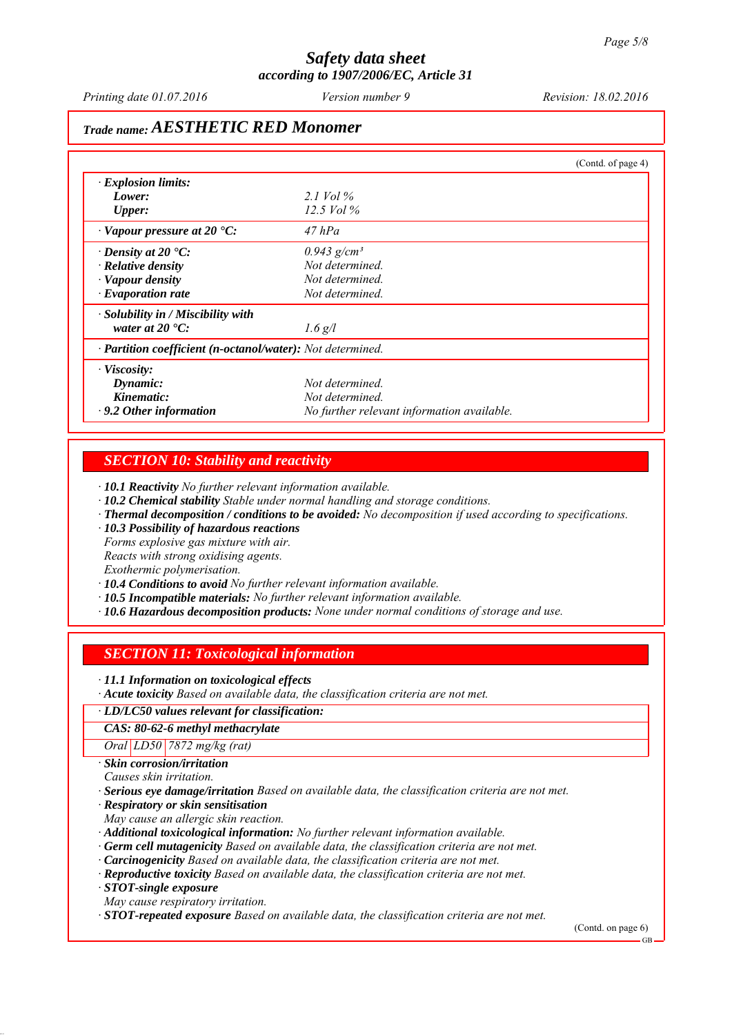# Safety data sheet
### according to 1907/2006/EC, Article 31

*Printing date 01.07.2016* *Version number 9* *Revision: 18.02.2016*

## Trade name: *AESTHETIC RED Monomer*

(Contd. of page 4)

| | |
|---|---|
| · ***Explosion limits:*** | |
| ***Lower:*** | *2.1 Vol %* |
| ***Upper:*** | *12.5 Vol %* |
| · ***Vapour pressure at 20 °C:*** | *47 hPa* |
| · ***Density at 20 °C:*** | *0.943 g/cm³* |
| · ***Relative density*** | *Not determined.* |
| · ***Vapour density*** | *Not determined.* |
| · ***Evaporation rate*** | *Not determined.* |
| · ***Solubility in / Miscibility with water at 20 °C:*** | *1.6 g/l* |
| · ***Partition coefficient (n-octanol/water):*** | *Not determined.* |
| · ***Viscosity:*** | |
| ***Dynamic:*** | *Not determined.* |
| ***Kinematic:*** | *Not determined.* |
| · ***9.2 Other information*** | *No further relevant information available.* |

## *SECTION 10: Stability and reactivity*

· ***10.1 Reactivity*** *No further relevant information available.*
· ***10.2 Chemical stability*** *Stable under normal handling and storage conditions.*
· ***Thermal decomposition / conditions to be avoided:*** *No decomposition if used according to specifications.*
· ***10.3 Possibility of hazardous reactions***
*Forms explosive gas mixture with air.*
*Reacts with strong oxidising agents.*
*Exothermic polymerisation.*
· ***10.4 Conditions to avoid*** *No further relevant information available.*
· ***10.5 Incompatible materials:*** *No further relevant information available.*
· ***10.6 Hazardous decomposition products:*** *None under normal conditions of storage and use.*

## *SECTION 11: Toxicological information*

· ***11.1 Information on toxicological effects***
· ***Acute toxicity*** *Based on available data, the classification criteria are not met.*

| · ***LD/LC50 values relevant for classification:*** | | |
|---|---|---|
| ***CAS: 80-62-6 methyl methacrylate*** | | |
| *Oral* | *LD50* | *7872 mg/kg (rat)* |

· ***Skin corrosion/irritation***
*Causes skin irritation.*
· ***Serious eye damage/irritation*** *Based on available data, the classification criteria are not met.*
· ***Respiratory or skin sensitisation***
*May cause an allergic skin reaction.*
· ***Additional toxicological information:*** *No further relevant information available.*
· ***Germ cell mutagenicity*** *Based on available data, the classification criteria are not met.*
· ***Carcinogenicity*** *Based on available data, the classification criteria are not met.*
· ***Reproductive toxicity*** *Based on available data, the classification criteria are not met.*
· ***STOT-single exposure***
*May cause respiratory irritation.*
· ***STOT-repeated exposure*** *Based on available data, the classification criteria are not met.*

(Contd. on page 6)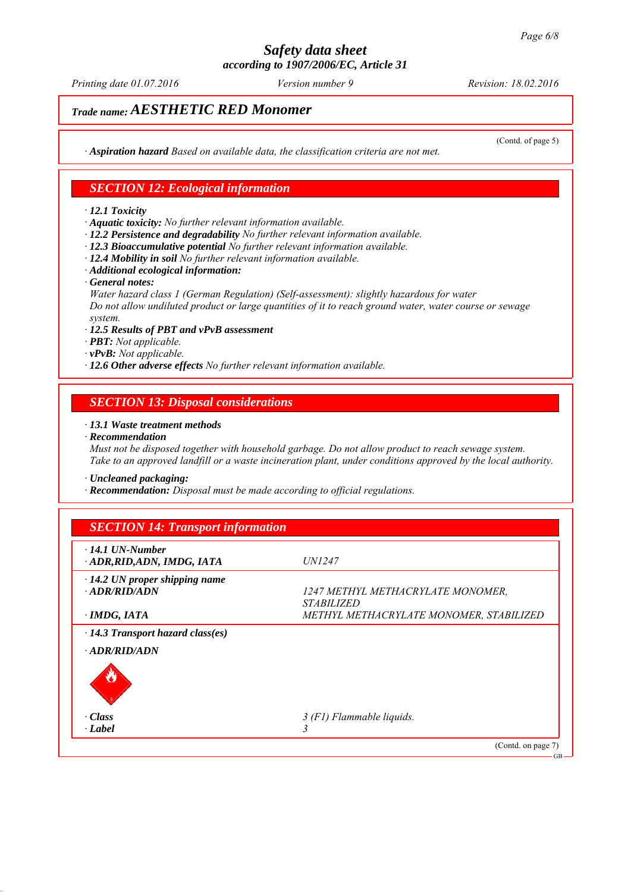Trade name: **AESTHETIC RED Monomer**

(Contd. of page 5)

· **Aspiration hazard** *Based on available data, the classification criteria are not met.*

## SECTION 12: Ecological information

· **12.1 Toxicity**
· **Aquatic toxicity:** *No further relevant information available.*
· **12.2 Persistence and degradability** *No further relevant information available.*
· **12.3 Bioaccumulative potential** *No further relevant information available.*
· **12.4 Mobility in soil** *No further relevant information available.*
· **Additional ecological information:**
· **General notes:**
*Water hazard class 1 (German Regulation) (Self-assessment): slightly hazardous for water*
*Do not allow undiluted product or large quantities of it to reach ground water, water course or sewage system.*
· **12.5 Results of PBT and vPvB assessment**
· **PBT:** *Not applicable.*
· **vPvB:** *Not applicable.*
· **12.6 Other adverse effects** *No further relevant information available.*

## SECTION 13: Disposal considerations

· **13.1 Waste treatment methods**
· **Recommendation**
*Must not be disposed together with household garbage. Do not allow product to reach sewage system.*
*Take to an approved landfill or a waste incineration plant, under conditions approved by the local authority.*

· **Uncleaned packaging:**
· **Recommendation:** *Disposal must be made according to official regulations.*

## SECTION 14: Transport information

| | |
|---|---|
| · **14.1 UN-Number** | |
| · **ADR,RID,ADN, IMDG, IATA** | *UN1247* |
| · **14.2 UN proper shipping name** | |
| · **ADR/RID/ADN** | *1247 METHYL METHACRYLATE MONOMER, STABILIZED* |
| · **IMDG, IATA** | *METHYL METHACRYLATE MONOMER, STABILIZED* |
| · **14.3 Transport hazard class(es)** | |
| · **ADR/RID/ADN** | |
| · **Class** | *3 (F1) Flammable liquids.* |
| · **Label** | *3* |

(Contd. on page 7)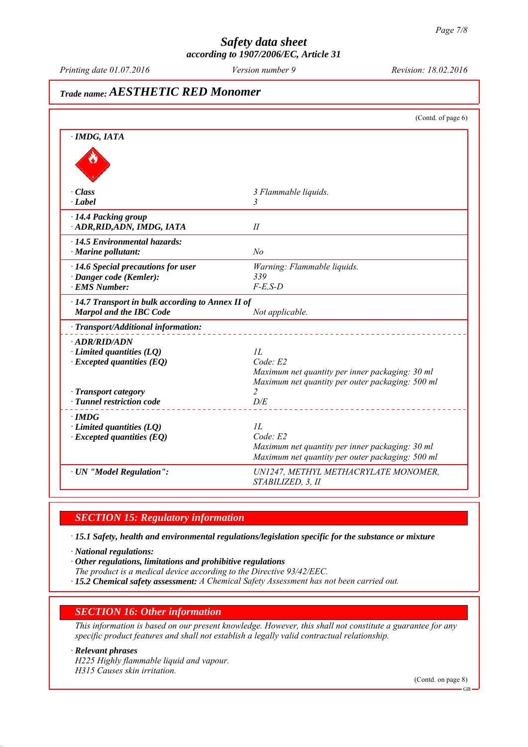## Trade name: AESTHETIC RED Monomer

(Contd. of page 6)

| | |
|---|---|
| **· IMDG, IATA** | |
| **· Class** | 3 Flammable liquids. |
| **· Label** | 3 |
| **· 14.4 Packing group** | |
| **· ADR,RID,ADN, IMDG, IATA** | II |
| **· 14.5 Environmental hazards:** | |
| **· Marine pollutant:** | No |
| **· 14.6 Special precautions for user** | Warning: Flammable liquids. |
| **· Danger code (Kemler):** | 339 |
| **· EMS Number:** | F-E,S-D |
| **· 14.7 Transport in bulk according to Annex II of Marpol and the IBC Code** | Not applicable. |
| **· Transport/Additional information:** | |
| **· ADR/RID/ADN** | |
| **· Limited quantities (LQ)** | 1L |
| **· Excepted quantities (EQ)** | Code: E2<br>Maximum net quantity per inner packaging: 30 ml<br>Maximum net quantity per outer packaging: 500 ml |
| **· Transport category** | 2 |
| **· Tunnel restriction code** | D/E |
| **· IMDG** | |
| **· Limited quantities (LQ)** | 1L |
| **· Excepted quantities (EQ)** | Code: E2<br>Maximum net quantity per inner packaging: 30 ml<br>Maximum net quantity per outer packaging: 500 ml |
| **· UN "Model Regulation":** | UN1247, METHYL METHACRYLATE MONOMER, STABILIZED, 3, II |

## SECTION 15: Regulatory information

**· 15.1 Safety, health and environmental regulations/legislation specific for the substance or mixture**

**· National regulations:**

**· Other regulations, limitations and prohibitive regulations**

The product is a medical device according to the Directive 93/42/EEC.

**· 15.2 Chemical safety assessment:** A Chemical Safety Assessment has not been carried out.

## SECTION 16: Other information

This information is based on our present knowledge. However, this shall not constitute a guarantee for any specific product features and shall not establish a legally valid contractual relationship.

**· Relevant phrases**

H225 Highly flammable liquid and vapour.

H315 Causes skin irritation.

(Contd. on page 8)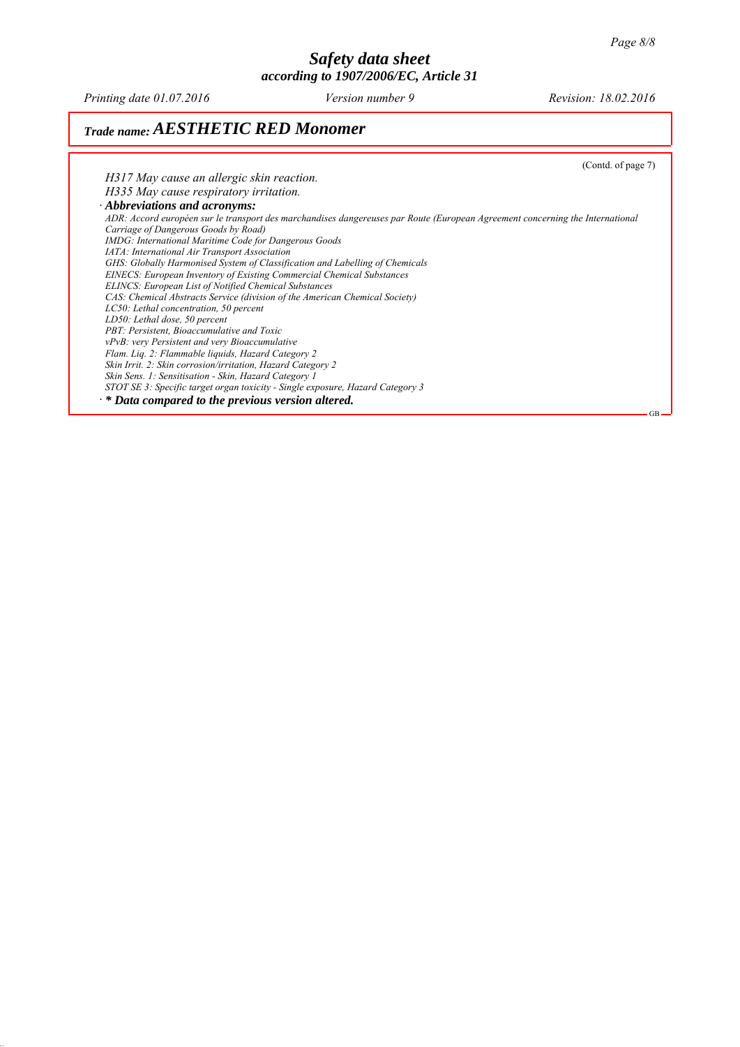(Contd. of page 7)

*H317 May cause an allergic skin reaction.*
*H335 May cause respiratory irritation.*

· ***Abbreviations and acronyms:***

*ADR: Accord européen sur le transport des marchandises dangereuses par Route (European Agreement concerning the International Carriage of Dangerous Goods by Road)*
*IMDG: International Maritime Code for Dangerous Goods*
*IATA: International Air Transport Association*
*GHS: Globally Harmonised System of Classification and Labelling of Chemicals*
*EINECS: European Inventory of Existing Commercial Chemical Substances*
*ELINCS: European List of Notified Chemical Substances*
*CAS: Chemical Abstracts Service (division of the American Chemical Society)*
*LC50: Lethal concentration, 50 percent*
*LD50: Lethal dose, 50 percent*
*PBT: Persistent, Bioaccumulative and Toxic*
*vPvB: very Persistent and very Bioaccumulative*
*Flam. Liq. 2: Flammable liquids, Hazard Category 2*
*Skin Irrit. 2: Skin corrosion/irritation, Hazard Category 2*
*Skin Sens. 1: Sensitisation - Skin, Hazard Category 1*
*STOT SE 3: Specific target organ toxicity - Single exposure, Hazard Category 3*

· ***\* Data compared to the previous version altered.***

GB